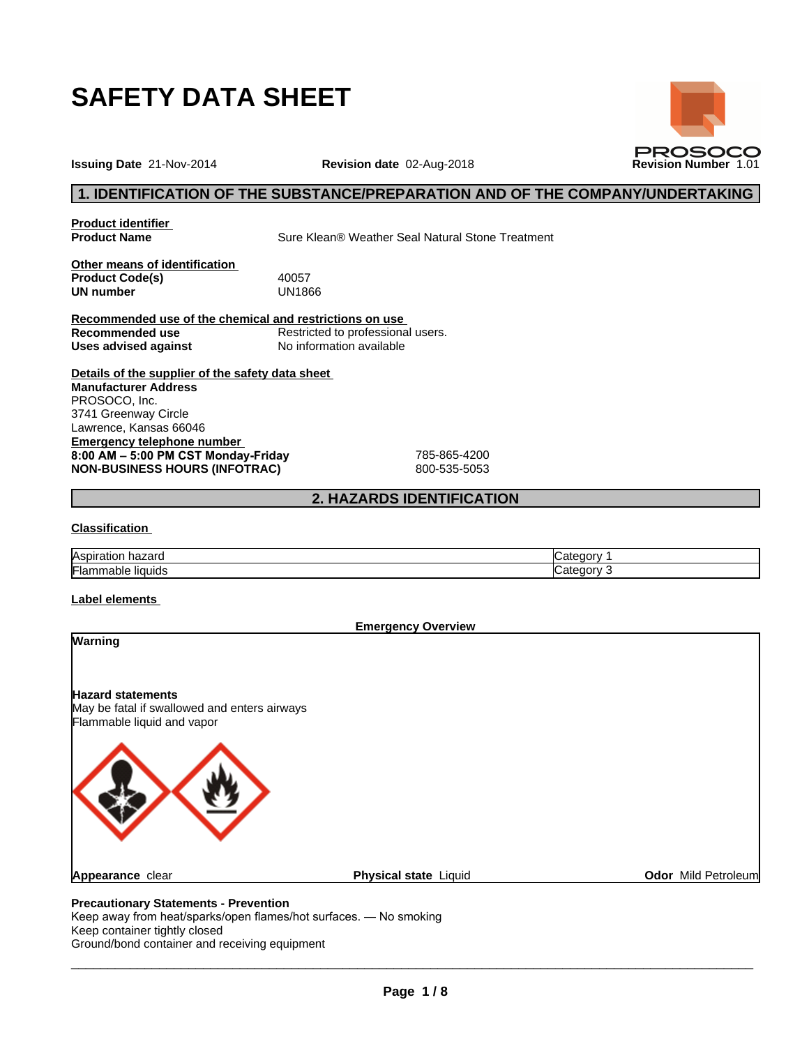# SAFETY DATA SHEET

**Issuing Date** 21-Nov-2014 **Revision date** 02-Aug-2018 **Revision Number** 1.01

PROSOCO

## 1. IDENTIFICATION OF THE SUBSTANCE/PREPARATION AND OF THE COMPANY/UNDERTAKING

**Product identifier**

**Product Name** Sure Klean® Weather Seal Natural Stone Treatment

**Other means of identification**

**Product Code(s)** 40057

**UN number** UN1866

**Recommended use of the chemical and restrictions on use**

**Recommended use** Restricted to professional users.

**Uses advised against** No information available

**Details of the supplier of the safety data sheet**

**Manufacturer Address**

PROSOCO, Inc.
3741 Greenway Circle
Lawrence, Kansas 66046

**Emergency telephone number**

**8:00 AM – 5:00 PM CST Monday-Friday** 785-865-4200

**NON-BUSINESS HOURS (INFOTRAC)** 800-535-5053

## 2. HAZARDS IDENTIFICATION

**Classification**

| | |
|---|---|
| Aspiration hazard | Category 1 |
| Flammable liquids | Category 3 |

**Label elements**

**Emergency Overview**

**Warning**

**Hazard statements**

May be fatal if swallowed and enters airways
Flammable liquid and vapor

**Appearance** clear **Physical state** Liquid **Odor** Mild Petroleum

**Precautionary Statements - Prevention**

Keep away from heat/sparks/open flames/hot surfaces. — No smoking
Keep container tightly closed
Ground/bond container and receiving equipment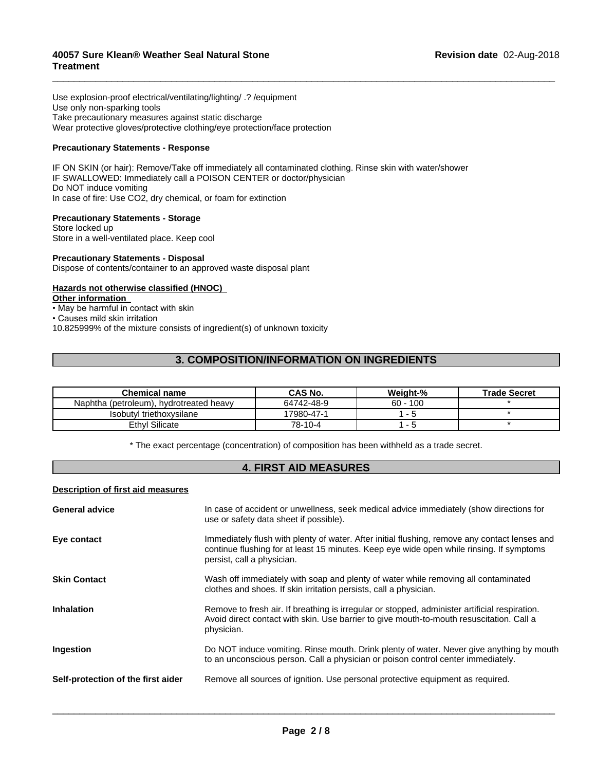Use explosion-proof electrical/ventilating/lighting/ .? /equipment
Use only non-sparking tools
Take precautionary measures against static discharge
Wear protective gloves/protective clothing/eye protection/face protection

**Precautionary Statements - Response**

IF ON SKIN (or hair): Remove/Take off immediately all contaminated clothing. Rinse skin with water/shower
IF SWALLOWED: Immediately call a POISON CENTER or doctor/physician
Do NOT induce vomiting
In case of fire: Use CO2, dry chemical, or foam for extinction

**Precautionary Statements - Storage**
Store locked up
Store in a well-ventilated place. Keep cool

**Precautionary Statements - Disposal**
Dispose of contents/container to an approved waste disposal plant

**Hazards not otherwise classified (HNOC)**
**Other information**
- May be harmful in contact with skin
- Causes mild skin irritation

10.825999% of the mixture consists of ingredient(s) of unknown toxicity

## 3. COMPOSITION/INFORMATION ON INGREDIENTS

| Chemical name | CAS No. | Weight-% | Trade Secret |
|---|---|---|---|
| Naphtha (petroleum), hydrotreated heavy | 64742-48-9 | 60 - 100 | * |
| Isobutyl triethoxysilane | 17980-47-1 | 1 - 5 | * |
| Ethyl Silicate | 78-10-4 | 1 - 5 | * |

\* The exact percentage (concentration) of composition has been withheld as a trade secret.

## 4. FIRST AID MEASURES

**Description of first aid measures**

**General advice** In case of accident or unwellness, seek medical advice immediately (show directions for use or safety data sheet if possible).

**Eye contact** Immediately flush with plenty of water. After initial flushing, remove any contact lenses and continue flushing for at least 15 minutes. Keep eye wide open while rinsing. If symptoms persist, call a physician.

**Skin Contact** Wash off immediately with soap and plenty of water while removing all contaminated clothes and shoes. If skin irritation persists, call a physician.

**Inhalation** Remove to fresh air. If breathing is irregular or stopped, administer artificial respiration. Avoid direct contact with skin. Use barrier to give mouth-to-mouth resuscitation. Call a physician.

**Ingestion** Do NOT induce vomiting. Rinse mouth. Drink plenty of water. Never give anything by mouth to an unconscious person. Call a physician or poison control center immediately.

**Self-protection of the first aider** Remove all sources of ignition. Use personal protective equipment as required.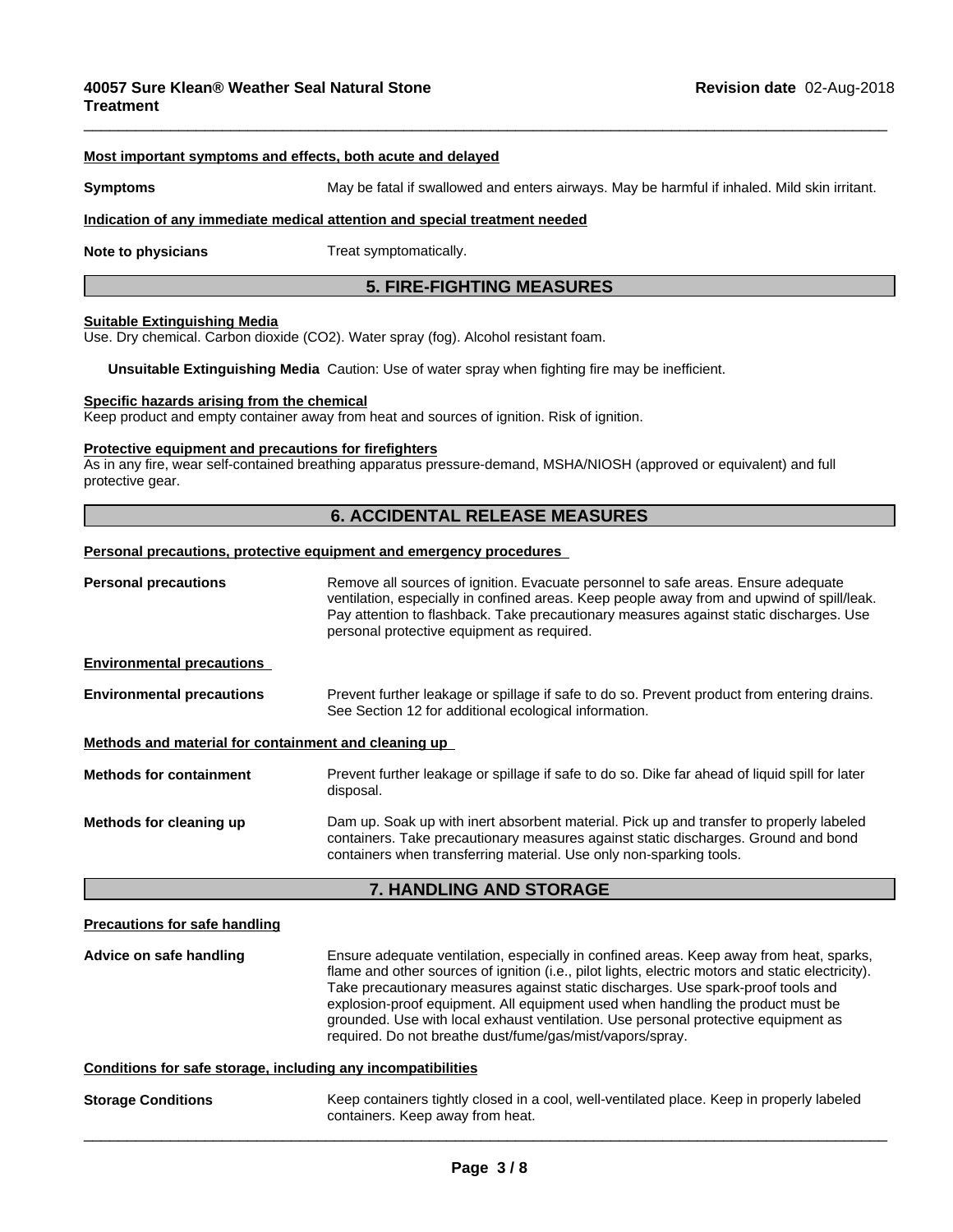#### Most important symptoms and effects, both acute and delayed

**Symptoms** May be fatal if swallowed and enters airways. May be harmful if inhaled. Mild skin irritant.

#### Indication of any immediate medical attention and special treatment needed

**Note to physicians** Treat symptomatically.

## 5. FIRE-FIGHTING MEASURES

#### Suitable Extinguishing Media

Use. Dry chemical. Carbon dioxide ($CO_2$). Water spray (fog). Alcohol resistant foam.

**Unsuitable Extinguishing Media** Caution: Use of water spray when fighting fire may be inefficient.

#### Specific hazards arising from the chemical

Keep product and empty container away from heat and sources of ignition. Risk of ignition.

#### Protective equipment and precautions for firefighters

As in any fire, wear self-contained breathing apparatus pressure-demand, MSHA/NIOSH (approved or equivalent) and full protective gear.

## 6. ACCIDENTAL RELEASE MEASURES

#### Personal precautions, protective equipment and emergency procedures

**Personal precautions** Remove all sources of ignition. Evacuate personnel to safe areas. Ensure adequate ventilation, especially in confined areas. Keep people away from and upwind of spill/leak. Pay attention to flashback. Take precautionary measures against static discharges. Use personal protective equipment as required.

#### Environmental precautions

**Environmental precautions** Prevent further leakage or spillage if safe to do so. Prevent product from entering drains. See Section 12 for additional ecological information.

#### Methods and material for containment and cleaning up

**Methods for containment** Prevent further leakage or spillage if safe to do so. Dike far ahead of liquid spill for later disposal.

**Methods for cleaning up** Dam up. Soak up with inert absorbent material. Pick up and transfer to properly labeled containers. Take precautionary measures against static discharges. Ground and bond containers when transferring material. Use only non-sparking tools.

## 7. HANDLING AND STORAGE

#### Precautions for safe handling

**Advice on safe handling** Ensure adequate ventilation, especially in confined areas. Keep away from heat, sparks, flame and other sources of ignition (i.e., pilot lights, electric motors and static electricity). Take precautionary measures against static discharges. Use spark-proof tools and explosion-proof equipment. All equipment used when handling the product must be grounded. Use with local exhaust ventilation. Use personal protective equipment as required. Do not breathe dust/fume/gas/mist/vapors/spray.

#### Conditions for safe storage, including any incompatibilities

**Storage Conditions** Keep containers tightly closed in a cool, well-ventilated place. Keep in properly labeled containers. Keep away from heat.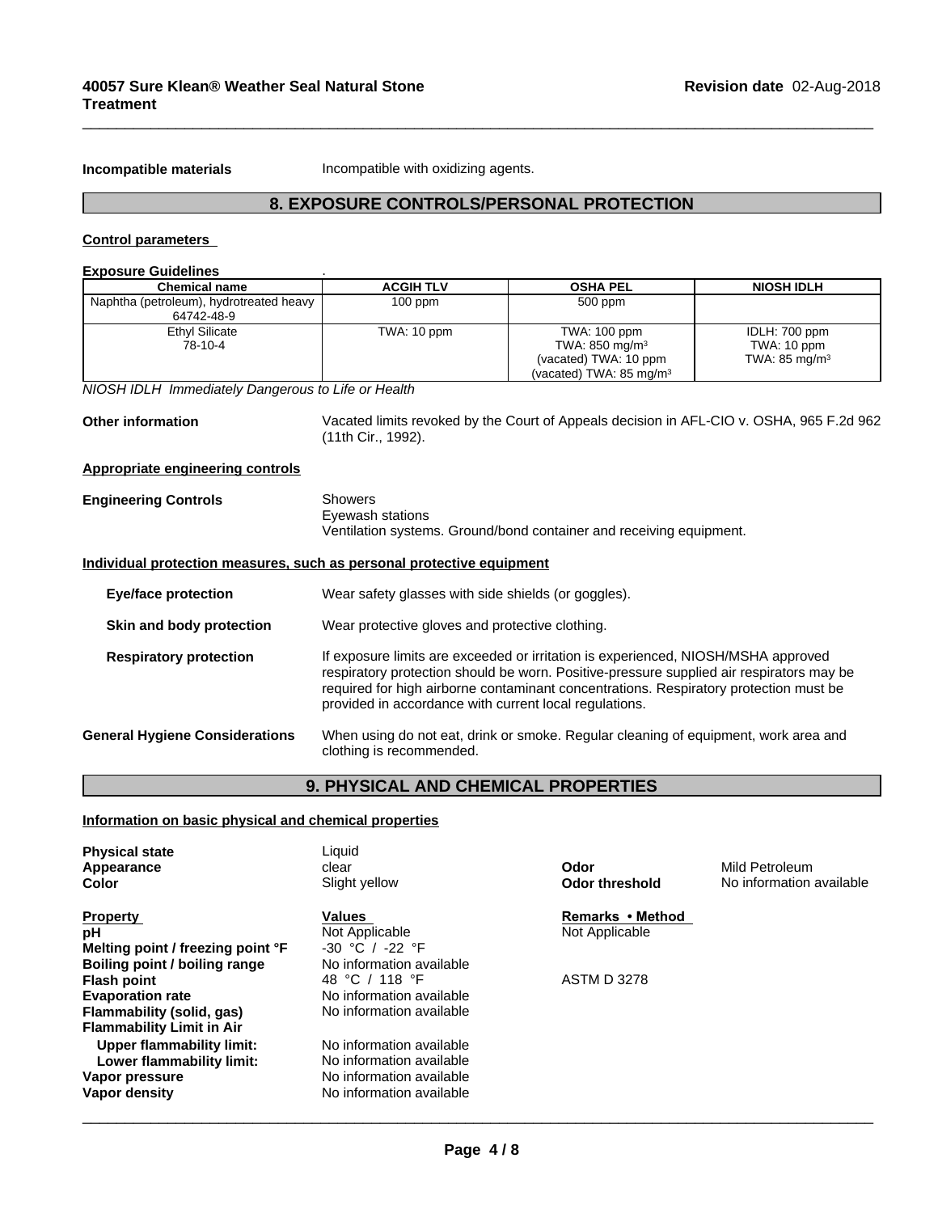**Incompatible materials** Incompatible with oxidizing agents.

## 8. EXPOSURE CONTROLS/PERSONAL PROTECTION

**Control parameters**

**Exposure Guidelines** .

| Chemical name | ACGIH TLV | OSHA PEL | NIOSH IDLH |
|---|---|---|---|
| Naphtha (petroleum), hydrotreated heavy 64742-48-9 | 100 ppm | 500 ppm | |
| Ethyl Silicate 78-10-4 | TWA: 10 ppm | TWA: 100 ppm<br>TWA: 850 mg/m$^3$<br>(vacated) TWA: 10 ppm<br>(vacated) TWA: 85 mg/m$^3$ | IDLH: 700 ppm<br>TWA: 10 ppm<br>TWA: 85 mg/m$^3$ |

*NIOSH IDLH Immediately Dangerous to Life or Health*

**Other information** Vacated limits revoked by the Court of Appeals decision in AFL-CIO v. OSHA, 965 F.2d 962 (11th Cir., 1992).

**Appropriate engineering controls**

**Engineering Controls** Showers
Eyewash stations
Ventilation systems. Ground/bond container and receiving equipment.

**Individual protection measures, such as personal protective equipment**

**Eye/face protection** Wear safety glasses with side shields (or goggles).

**Skin and body protection** Wear protective gloves and protective clothing.

**Respiratory protection** If exposure limits are exceeded or irritation is experienced, NIOSH/MSHA approved respiratory protection should be worn. Positive-pressure supplied air respirators may be required for high airborne contaminant concentrations. Respiratory protection must be provided in accordance with current local regulations.

**General Hygiene Considerations** When using do not eat, drink or smoke. Regular cleaning of equipment, work area and clothing is recommended.

## 9. PHYSICAL AND CHEMICAL PROPERTIES

**Information on basic physical and chemical properties**

**Physical state** Liquid
**Appearance** clear
**Color** Slight yellow
**Odor** Mild Petroleum
**Odor threshold** No information available

| Property | Values | Remarks • Method |
|---|---|---|
| **pH** | Not Applicable | Not Applicable |
| **Melting point / freezing point °F** | -30 °C / -22 °F | |
| **Boiling point / boiling range** | No information available | |
| **Flash point** | 48 °C / 118 °F | ASTM D 3278 |
| **Evaporation rate** | No information available | |
| **Flammability (solid, gas)** | No information available | |
| **Flammability Limit in Air** | | |
| **Upper flammability limit:** | No information available | |
| **Lower flammability limit:** | No information available | |
| **Vapor pressure** | No information available | |
| **Vapor density** | No information available | |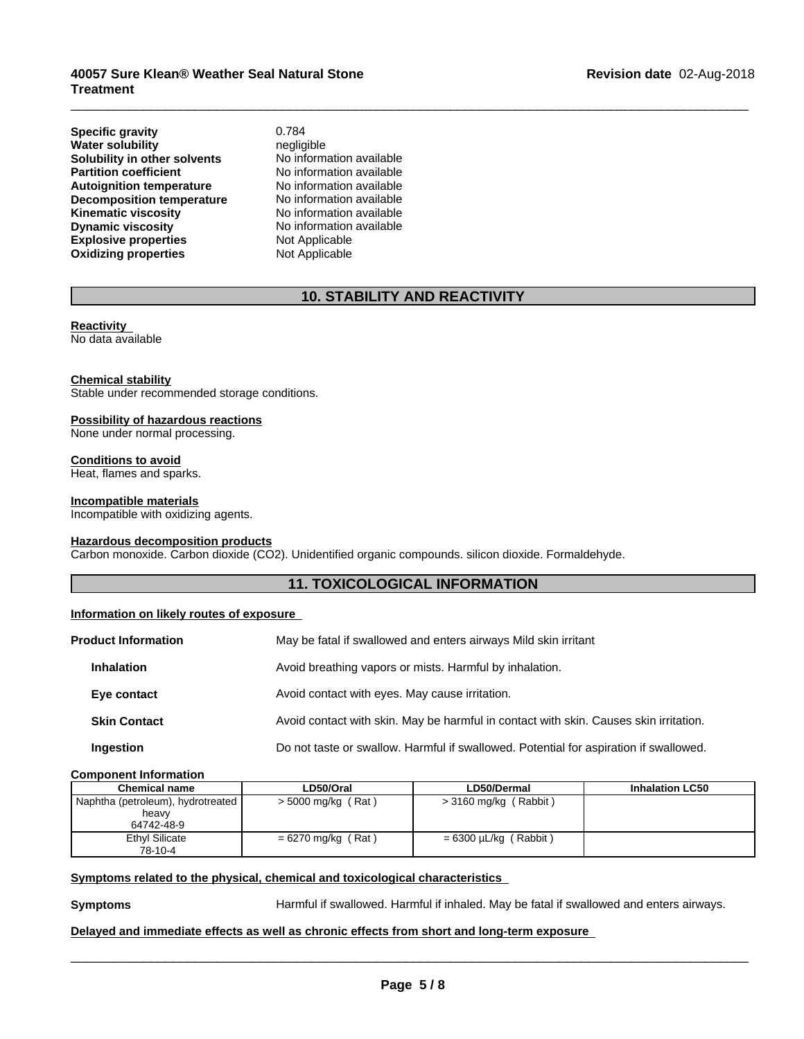| | |
|---|---|
| **Specific gravity** | 0.784 |
| **Water solubility** | negligible |
| **Solubility in other solvents** | No information available |
| **Partition coefficient** | No information available |
| **Autoignition temperature** | No information available |
| **Decomposition temperature** | No information available |
| **Kinematic viscosity** | No information available |
| **Dynamic viscosity** | No information available |
| **Explosive properties** | Not Applicable |
| **Oxidizing properties** | Not Applicable |

## 10. STABILITY AND REACTIVITY

**Reactivity**
No data available

**Chemical stability**
Stable under recommended storage conditions.

**Possibility of hazardous reactions**
None under normal processing.

**Conditions to avoid**
Heat, flames and sparks.

**Incompatible materials**
Incompatible with oxidizing agents.

**Hazardous decomposition products**
Carbon monoxide. Carbon dioxide ($CO_2$). Unidentified organic compounds. silicon dioxide. Formaldehyde.

## 11. TOXICOLOGICAL INFORMATION

**Information on likely routes of exposure**

**Product Information** — May be fatal if swallowed and enters airways Mild skin irritant

**Inhalation** — Avoid breathing vapors or mists. Harmful by inhalation.

**Eye contact** — Avoid contact with eyes. May cause irritation.

**Skin Contact** — Avoid contact with skin. May be harmful in contact with skin. Causes skin irritation.

**Ingestion** — Do not taste or swallow. Harmful if swallowed. Potential for aspiration if swallowed.

**Component Information**

| Chemical name | LD50/Oral | LD50/Dermal | Inhalation LC50 |
|---|---|---|---|
| Naphtha (petroleum), hydrotreated heavy 64742-48-9 | > 5000 mg/kg ( Rat ) | > 3160 mg/kg ( Rabbit ) | |
| Ethyl Silicate 78-10-4 | = 6270 mg/kg ( Rat ) | = 6300 µL/kg ( Rabbit ) | |

**Symptoms related to the physical, chemical and toxicological characteristics**

**Symptoms** — Harmful if swallowed. Harmful if inhaled. May be fatal if swallowed and enters airways.

**Delayed and immediate effects as well as chronic effects from short and long-term exposure**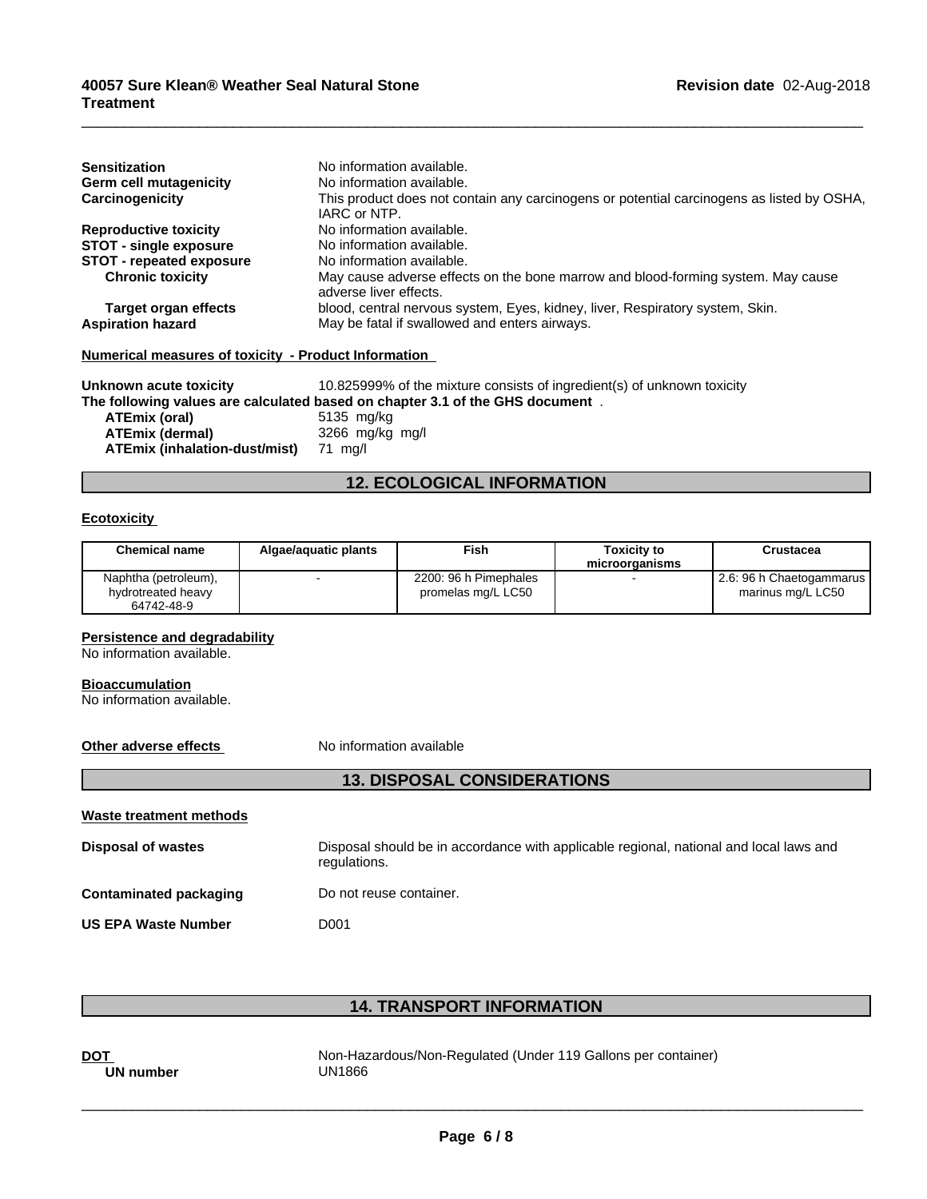| | |
|---|---|
| **Sensitization** | No information available. |
| **Germ cell mutagenicity** | No information available. |
| **Carcinogenicity** | This product does not contain any carcinogens or potential carcinogens as listed by OSHA, IARC or NTP. |
| **Reproductive toxicity** | No information available. |
| **STOT - single exposure** | No information available. |
| **STOT - repeated exposure** | No information available. |
| **Chronic toxicity** | May cause adverse effects on the bone marrow and blood-forming system. May cause adverse liver effects. |
| **Target organ effects** | blood, central nervous system, Eyes, kidney, liver, Respiratory system, Skin. |
| **Aspiration hazard** | May be fatal if swallowed and enters airways. |

**Numerical measures of toxicity - Product Information**

**Unknown acute toxicity** 10.825999% of the mixture consists of ingredient(s) of unknown toxicity

**The following values are calculated based on chapter 3.1 of the GHS document** .

| | |
|---|---|
| **ATEmix (oral)** | 5135 mg/kg |
| **ATEmix (dermal)** | 3266 mg/kg mg/l |
| **ATEmix (inhalation-dust/mist)** | 71 mg/l |

## 12. ECOLOGICAL INFORMATION

**Ecotoxicity**

| Chemical name | Algae/aquatic plants | Fish | Toxicity to microorganisms | Crustacea |
|---|---|---|---|---|
| Naphtha (petroleum), hydrotreated heavy 64742-48-9 | - | 2200: 96 h Pimephales promelas mg/L LC50 | - | 2.6: 96 h Chaetogammarus marinus mg/L LC50 |

**Persistence and degradability**

No information available.

**Bioaccumulation**

No information available.

**Other adverse effects** No information available

## 13. DISPOSAL CONSIDERATIONS

**Waste treatment methods**

| | |
|---|---|
| **Disposal of wastes** | Disposal should be in accordance with applicable regional, national and local laws and regulations. |
| **Contaminated packaging** | Do not reuse container. |
| **US EPA Waste Number** | D001 |

## 14. TRANSPORT INFORMATION

| | |
|---|---|
| **DOT** | Non-Hazardous/Non-Regulated (Under 119 Gallons per container) |
| **UN number** | UN1866 |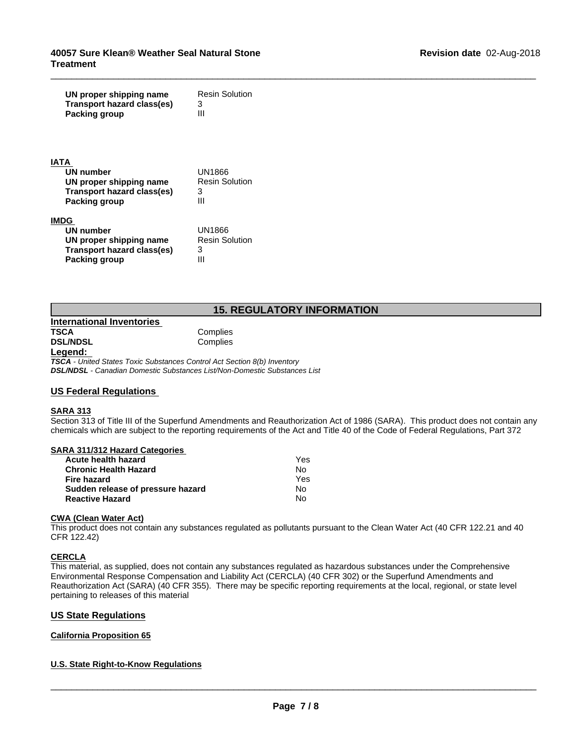| | |
|---|---|
| **UN proper shipping name** | Resin Solution |
| **Transport hazard class(es)** | 3 |
| **Packing group** | III |

**IATA**

| | |
|---|---|
| **UN number** | UN1866 |
| **UN proper shipping name** | Resin Solution |
| **Transport hazard class(es)** | 3 |
| **Packing group** | III |

**IMDG**

| | |
|---|---|
| **UN number** | UN1866 |
| **UN proper shipping name** | Resin Solution |
| **Transport hazard class(es)** | 3 |
| **Packing group** | III |

## 15. REGULATORY INFORMATION

### International Inventories

| | |
|---|---|
| **TSCA** | Complies |
| **DSL/NDSL** | Complies |

**Legend:**

***TSCA*** *- United States Toxic Substances Control Act Section 8(b) Inventory*
***DSL/NDSL*** *- Canadian Domestic Substances List/Non-Domestic Substances List*

### US Federal Regulations

**SARA 313**

Section 313 of Title III of the Superfund Amendments and Reauthorization Act of 1986 (SARA). This product does not contain any chemicals which are subject to the reporting requirements of the Act and Title 40 of the Code of Federal Regulations, Part 372

**SARA 311/312 Hazard Categories**

| | |
|---|---|
| **Acute health hazard** | Yes |
| **Chronic Health Hazard** | No |
| **Fire hazard** | Yes |
| **Sudden release of pressure hazard** | No |
| **Reactive Hazard** | No |

**CWA (Clean Water Act)**

This product does not contain any substances regulated as pollutants pursuant to the Clean Water Act (40 CFR 122.21 and 40 CFR 122.42)

**CERCLA**

This material, as supplied, does not contain any substances regulated as hazardous substances under the Comprehensive Environmental Response Compensation and Liability Act (CERCLA) (40 CFR 302) or the Superfund Amendments and Reauthorization Act (SARA) (40 CFR 355). There may be specific reporting requirements at the local, regional, or state level pertaining to releases of this material

### US State Regulations

**California Proposition 65**

**U.S. State Right-to-Know Regulations**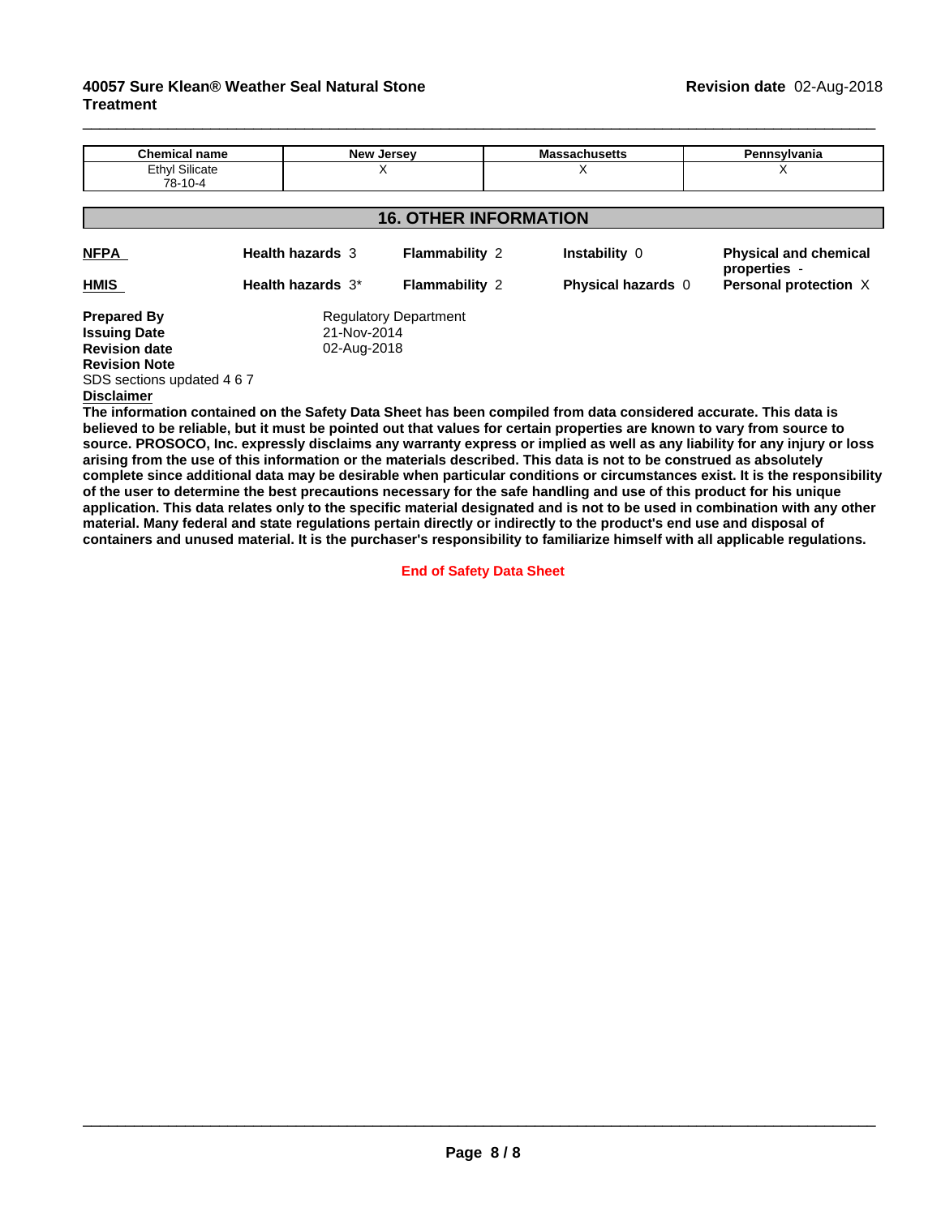| Chemical name | New Jersey | Massachusetts | Pennsylvania |
|---|---|---|---|
| Ethyl Silicate 78-10-4 | X | X | X |

## 16. OTHER INFORMATION

| | | | | |
|---|---|---|---|---|
| **NFPA** | **Health hazards** 3 | **Flammability** 2 | **Instability** 0 | **Physical and chemical properties** - |
| **HMIS** | **Health hazards** 3* | **Flammability** 2 | **Physical hazards** 0 | **Personal protection** X |

**Prepared By** Regulatory Department
**Issuing Date** 21-Nov-2014
**Revision date** 02-Aug-2018
**Revision Note**
SDS sections updated 4 6 7

**Disclaimer**

**The information contained on the Safety Data Sheet has been compiled from data considered accurate. This data is believed to be reliable, but it must be pointed out that values for certain properties are known to vary from source to source. PROSOCO, Inc. expressly disclaims any warranty express or implied as well as any liability for any injury or loss arising from the use of this information or the materials described. This data is not to be construed as absolutely complete since additional data may be desirable when particular conditions or circumstances exist. It is the responsibility of the user to determine the best precautions necessary for the safe handling and use of this product for his unique application. This data relates only to the specific material designated and is not to be used in combination with any other material. Many federal and state regulations pertain directly or indirectly to the product's end use and disposal of containers and unused material. It is the purchaser's responsibility to familiarize himself with all applicable regulations.**

**End of Safety Data Sheet**